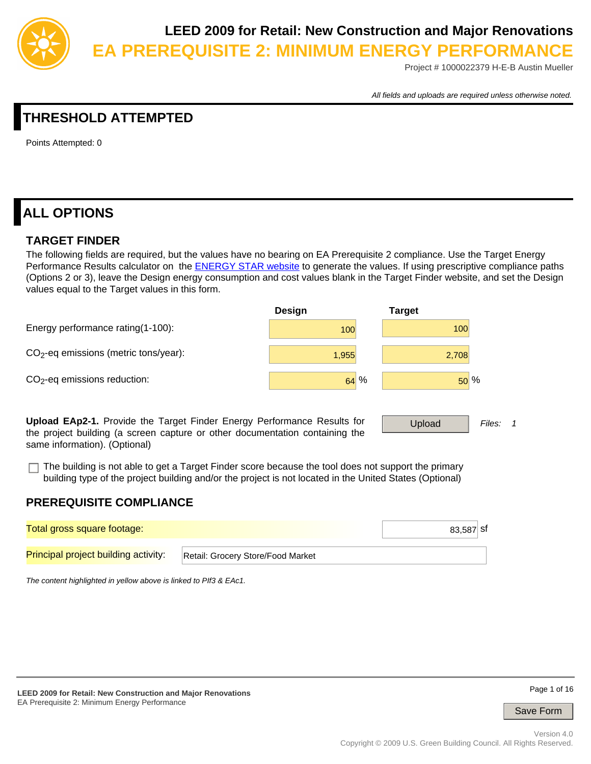# LEED 2009 for Retail: New Construction and Major Renovations

## EA PREREQUISITE 2: MINIMUM ENERGY PERFORMANCE

Project # 1000022379 H-E-B Austin Mueller

*All fields and uploads are required unless otherwise noted.*

## THRESHOLD ATTEMPTED

Points Attempted: 0

## ALL OPTIONS

### TARGET FINDER

The following fields are required, but the values have no bearing on EA Prerequisite 2 compliance. Use the Target Energy Performance Results calculator on the ENERGY STAR website to generate the values. If using prescriptive compliance paths (Options 2 or 3), leave the Design energy consumption and cost values blank in the Target Finder website, and set the Design values equal to the Target values in this form.

| | Design | Target |
|---|---|---|
| Energy performance rating(1-100): | 100 | 100 |
| $CO_2$-eq emissions (metric tons/year): | 1,955 | 2,708 |
| $CO_2$-eq emissions reduction: | 64 % | 50 % |

**Upload EAp2-1.** Provide the Target Finder Energy Performance Results for the project building (a screen capture or other documentation containing the same information). (Optional)

Upload — *Files:* 1

☐ The building is not able to get a Target Finder score because the tool does not support the primary building type of the project building and/or the project is not located in the United States (Optional)

### PREREQUISITE COMPLIANCE

Total gross square footage: 83,587 sf

Principal project building activity: Retail: Grocery Store/Food Market

*The content highlighted in yellow above is linked to PIf3 & EAc1.*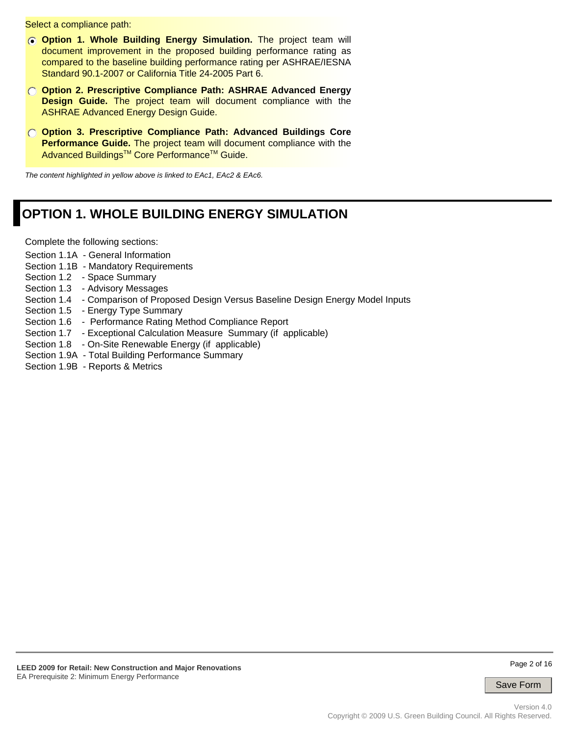Select a compliance path:

- ◉ **Option 1. Whole Building Energy Simulation.** The project team will document improvement in the proposed building performance rating as compared to the baseline building performance rating per ASHRAE/IESNA Standard 90.1-2007 or California Title 24-2005 Part 6.
- ◯ **Option 2. Prescriptive Compliance Path: ASHRAE Advanced Energy Design Guide.** The project team will document compliance with the ASHRAE Advanced Energy Design Guide.
- ◯ **Option 3. Prescriptive Compliance Path: Advanced Buildings Core Performance Guide.** The project team will document compliance with the Advanced Buildings™ Core Performance™ Guide.

*The content highlighted in yellow above is linked to EAc1, EAc2 & EAc6.*

# OPTION 1. WHOLE BUILDING ENERGY SIMULATION

Complete the following sections:

Section 1.1A - General Information
Section 1.1B - Mandatory Requirements
Section 1.2 - Space Summary
Section 1.3 - Advisory Messages
Section 1.4 - Comparison of Proposed Design Versus Baseline Design Energy Model Inputs
Section 1.5 - Energy Type Summary
Section 1.6 - Performance Rating Method Compliance Report
Section 1.7 - Exceptional Calculation Measure Summary (if applicable)
Section 1.8 - On-Site Renewable Energy (if applicable)
Section 1.9A - Total Building Performance Summary
Section 1.9B - Reports & Metrics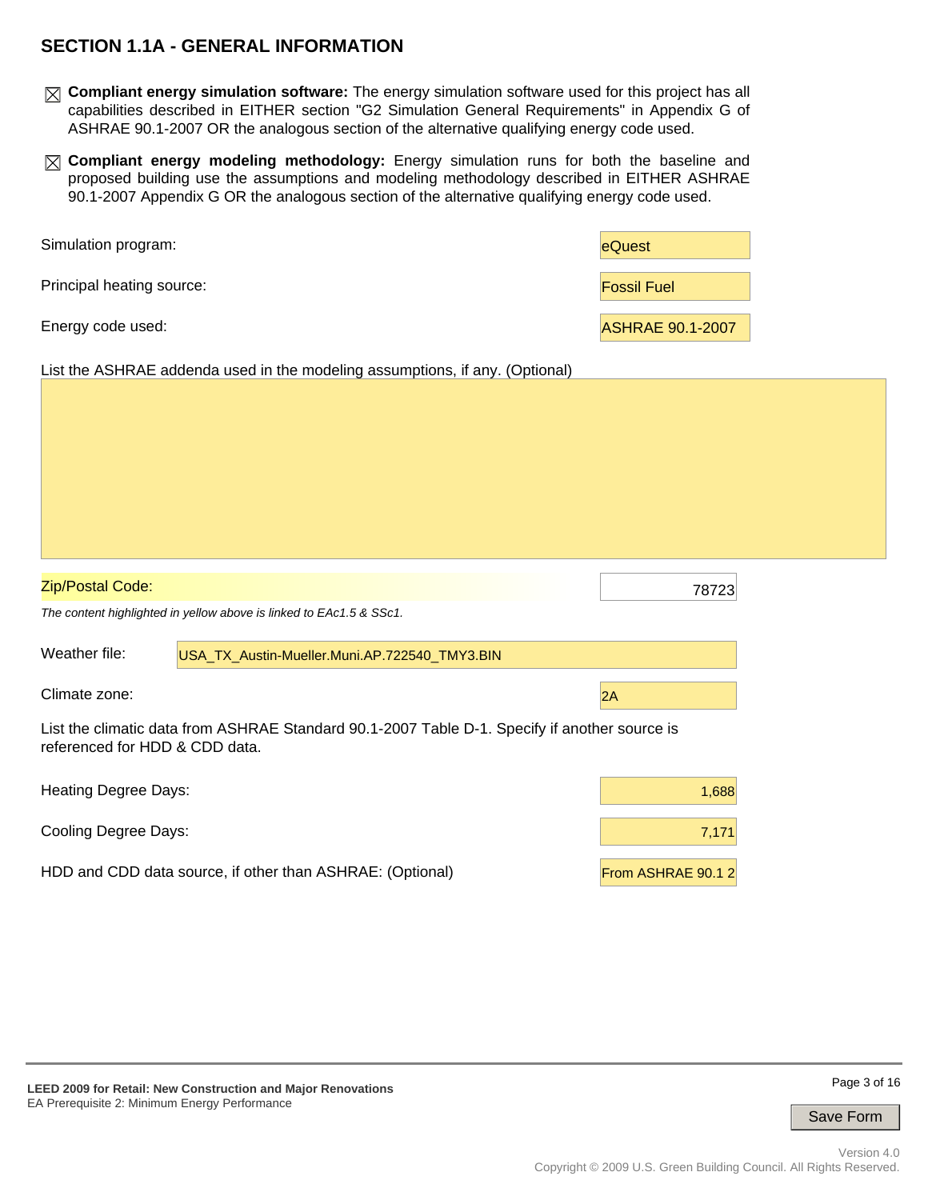## SECTION 1.1A - GENERAL INFORMATION

☒ **Compliant energy simulation software:** The energy simulation software used for this project has all capabilities described in EITHER section "G2 Simulation General Requirements" in Appendix G of ASHRAE 90.1-2007 OR the analogous section of the alternative qualifying energy code used.

☒ **Compliant energy modeling methodology:** Energy simulation runs for both the baseline and proposed building use the assumptions and modeling methodology described in EITHER ASHRAE 90.1-2007 Appendix G OR the analogous section of the alternative qualifying energy code used.

Simulation program: eQuest

Principal heating source: Fossil Fuel

Energy code used: ASHRAE 90.1-2007

List the ASHRAE addenda used in the modeling assumptions, if any. (Optional)

Zip/Postal Code: 78723

*The content highlighted in yellow above is linked to EAc1.5 & SSc1.*

Weather file: USA_TX_Austin-Mueller.Muni.AP.722540_TMY3.BIN

Climate zone: 2A

List the climatic data from ASHRAE Standard 90.1-2007 Table D-1. Specify if another source is referenced for HDD & CDD data.

Heating Degree Days: 1,688

Cooling Degree Days: 7,171

HDD and CDD data source, if other than ASHRAE: (Optional) From ASHRAE 90.1 2

LEED 2009 for Retail: New Construction and Major Renovations
EA Prerequisite 2: Minimum Energy Performance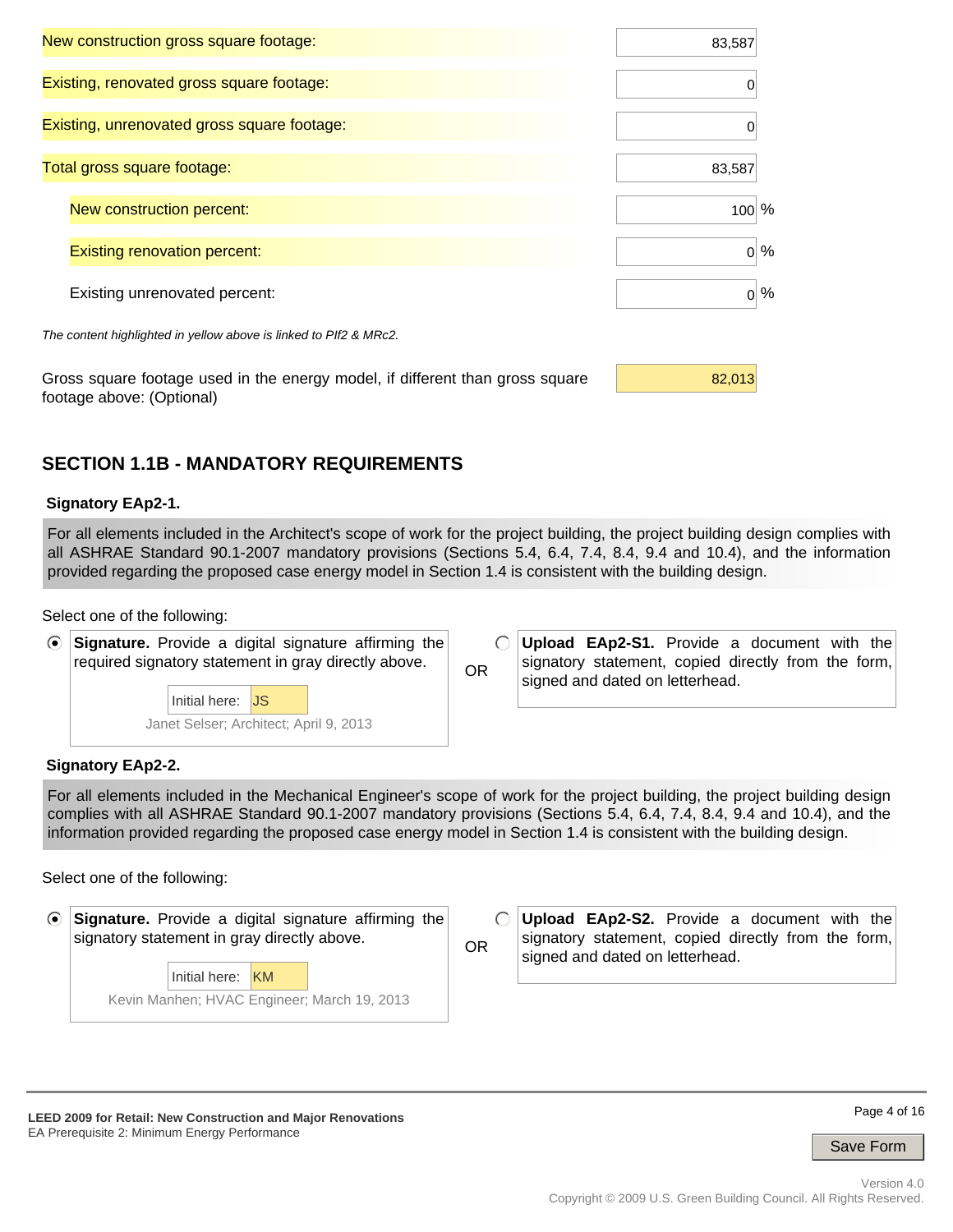| | |
|---|---|
| New construction gross square footage: | 83,587 |
| Existing, renovated gross square footage: | 0 |
| Existing, unrenovated gross square footage: | 0 |
| Total gross square footage: | 83,587 |
| New construction percent: | 100 % |
| Existing renovation percent: | 0 % |
| Existing unrenovated percent: | 0 % |

*The content highlighted in yellow above is linked to PIf2 & MRc2.*

Gross square footage used in the energy model, if different than gross square footage above: (Optional) 82,013

## SECTION 1.1B - MANDATORY REQUIREMENTS

**Signatory EAp2-1.**

For all elements included in the Architect's scope of work for the project building, the project building design complies with all ASHRAE Standard 90.1-2007 mandatory provisions (Sections 5.4, 6.4, 7.4, 8.4, 9.4 and 10.4), and the information provided regarding the proposed case energy model in Section 1.4 is consistent with the building design.

Select one of the following:

- (●) **Signature.** Provide a digital signature affirming the required signatory statement in gray directly above.

  Initial here: JS

  Janet Selser; Architect; April 9, 2013

OR

- ( ) **Upload EAp2-S1.** Provide a document with the signatory statement, copied directly from the form, signed and dated on letterhead.

**Signatory EAp2-2.**

For all elements included in the Mechanical Engineer's scope of work for the project building, the project building design complies with all ASHRAE Standard 90.1-2007 mandatory provisions (Sections 5.4, 6.4, 7.4, 8.4, 9.4 and 10.4), and the information provided regarding the proposed case energy model in Section 1.4 is consistent with the building design.

Select one of the following:

- (●) **Signature.** Provide a digital signature affirming the signatory statement in gray directly above.

  Initial here: KM

  Kevin Manhen; HVAC Engineer; March 19, 2013

OR

- ( ) **Upload EAp2-S2.** Provide a document with the signatory statement, copied directly from the form, signed and dated on letterhead.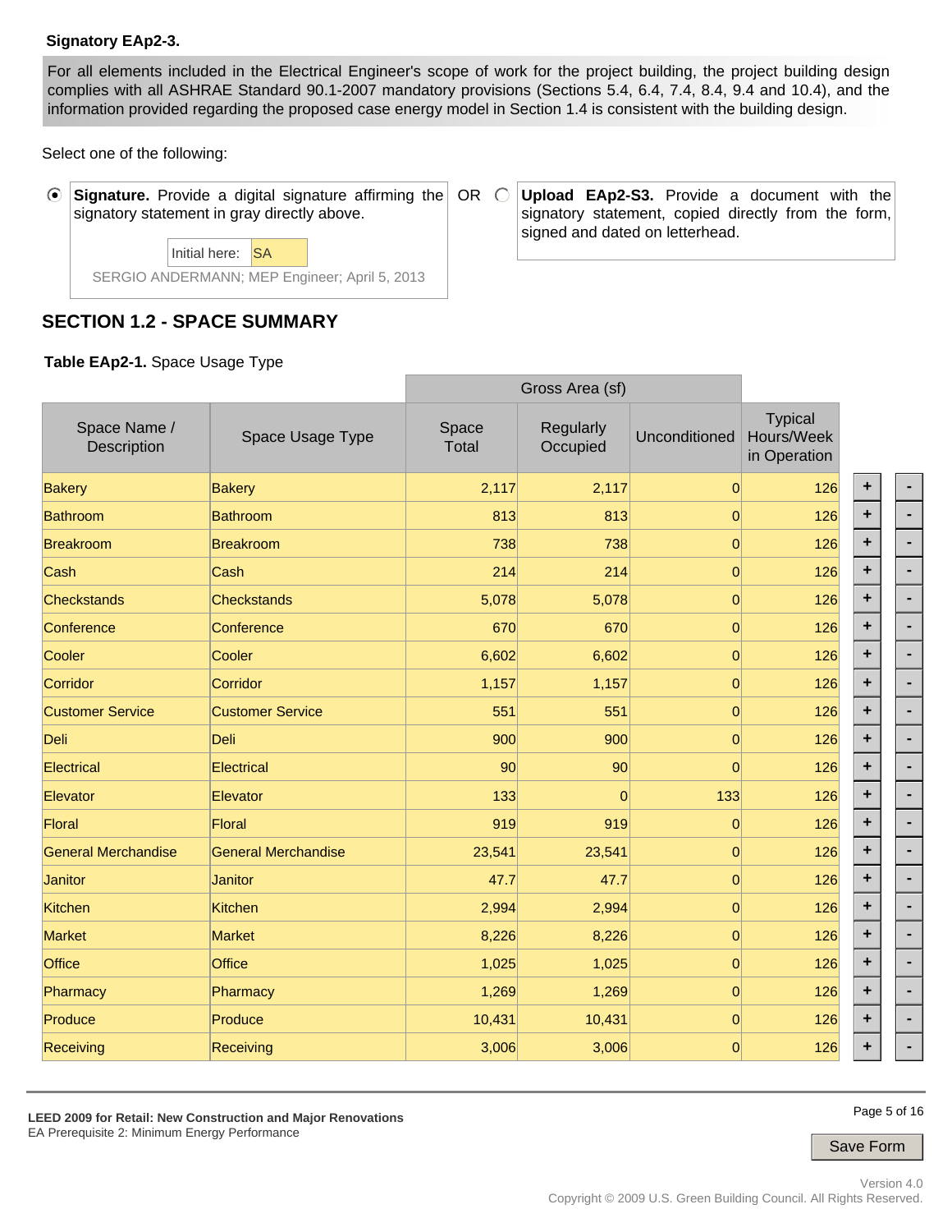**Signatory EAp2-3.**

For all elements included in the Electrical Engineer's scope of work for the project building, the project building design complies with all ASHRAE Standard 90.1-2007 mandatory provisions (Sections 5.4, 6.4, 7.4, 8.4, 9.4 and 10.4), and the information provided regarding the proposed case energy model in Section 1.4 is consistent with the building design.

Select one of the following:

- [x] **Signature.** Provide a digital signature affirming the signatory statement in gray directly above.

  Initial here: SA

  SERGIO ANDERMANN; MEP Engineer; April 5, 2013

OR

- [ ] **Upload EAp2-S3.** Provide a document with the signatory statement, copied directly from the form, signed and dated on letterhead.

## SECTION 1.2 - SPACE SUMMARY

**Table EAp2-1.** Space Usage Type

| Space Name / Description | Space Usage Type | Gross Area (sf) | | | Typical Hours/Week in Operation |
|---|---|---|---|---|---|
| | | Space Total | Regularly Occupied | Unconditioned | |
| Bakery | Bakery | 2,117 | 2,117 | 0 | 126 |
| Bathroom | Bathroom | 813 | 813 | 0 | 126 |
| Breakroom | Breakroom | 738 | 738 | 0 | 126 |
| Cash | Cash | 214 | 214 | 0 | 126 |
| Checkstands | Checkstands | 5,078 | 5,078 | 0 | 126 |
| Conference | Conference | 670 | 670 | 0 | 126 |
| Cooler | Cooler | 6,602 | 6,602 | 0 | 126 |
| Corridor | Corridor | 1,157 | 1,157 | 0 | 126 |
| Customer Service | Customer Service | 551 | 551 | 0 | 126 |
| Deli | Deli | 900 | 900 | 0 | 126 |
| Electrical | Electrical | 90 | 90 | 0 | 126 |
| Elevator | Elevator | 133 | 0 | 133 | 126 |
| Floral | Floral | 919 | 919 | 0 | 126 |
| General Merchandise | General Merchandise | 23,541 | 23,541 | 0 | 126 |
| Janitor | Janitor | 47.7 | 47.7 | 0 | 126 |
| Kitchen | Kitchen | 2,994 | 2,994 | 0 | 126 |
| Market | Market | 8,226 | 8,226 | 0 | 126 |
| Office | Office | 1,025 | 1,025 | 0 | 126 |
| Pharmacy | Pharmacy | 1,269 | 1,269 | 0 | 126 |
| Produce | Produce | 10,431 | 10,431 | 0 | 126 |
| Receiving | Receiving | 3,006 | 3,006 | 0 | 126 |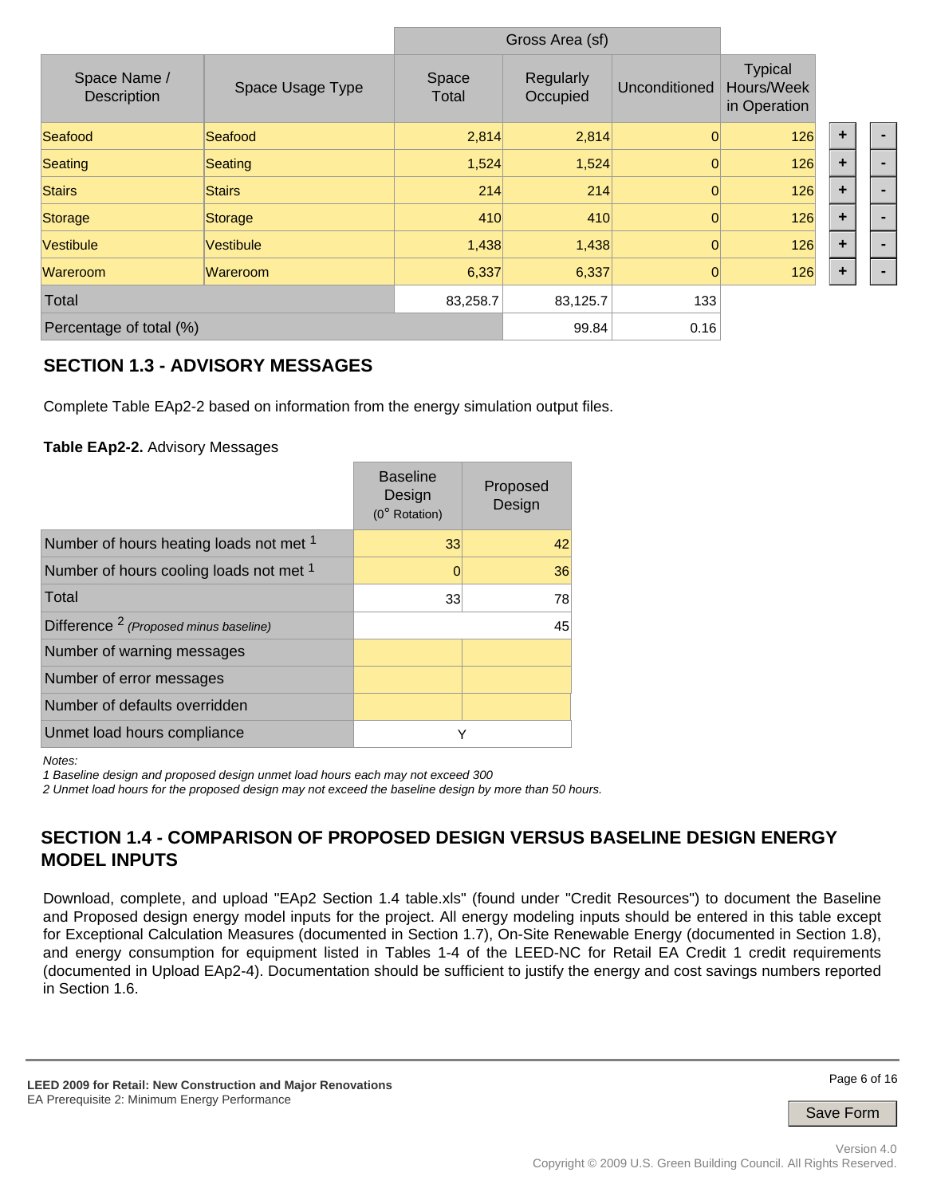| Space Name / Description | Space Usage Type | Gross Area (sf) Space Total | Regularly Occupied | Unconditioned | Typical Hours/Week in Operation |
|---|---|---|---|---|---|
| Seafood | Seafood | 2,814 | 2,814 | 0 | 126 |
| Seating | Seating | 1,524 | 1,524 | 0 | 126 |
| Stairs | Stairs | 214 | 214 | 0 | 126 |
| Storage | Storage | 410 | 410 | 0 | 126 |
| Vestibule | Vestibule | 1,438 | 1,438 | 0 | 126 |
| Wareroom | Wareroom | 6,337 | 6,337 | 0 | 126 |
| Total | | 83,258.7 | 83,125.7 | 133 | |
| Percentage of total (%) | | | 99.84 | 0.16 | |

## SECTION 1.3 - ADVISORY MESSAGES

Complete Table EAp2-2 based on information from the energy simulation output files.

**Table EAp2-2.** Advisory Messages

| | Baseline Design (0° Rotation) | Proposed Design |
|---|---|---|
| Number of hours heating loads not met [1] | 33 | 42 |
| Number of hours cooling loads not met [1] | 0 | 36 |
| Total | 33 | 78 |
| Difference [2] *(Proposed minus baseline)* | | 45 |
| Number of warning messages | | |
| Number of error messages | | |
| Number of defaults overridden | | |
| Unmet load hours compliance | Y | |

*Notes:*

*1 Baseline design and proposed design unmet load hours each may not exceed 300*

*2 Unmet load hours for the proposed design may not exceed the baseline design by more than 50 hours.*

## SECTION 1.4 - COMPARISON OF PROPOSED DESIGN VERSUS BASELINE DESIGN ENERGY MODEL INPUTS

Download, complete, and upload "EAp2 Section 1.4 table.xls" (found under "Credit Resources") to document the Baseline and Proposed design energy model inputs for the project. All energy modeling inputs should be entered in this table except for Exceptional Calculation Measures (documented in Section 1.7), On-Site Renewable Energy (documented in Section 1.8), and energy consumption for equipment listed in Tables 1-4 of the LEED-NC for Retail EA Credit 1 credit requirements (documented in Upload EAp2-4). Documentation should be sufficient to justify the energy and cost savings numbers reported in Section 1.6.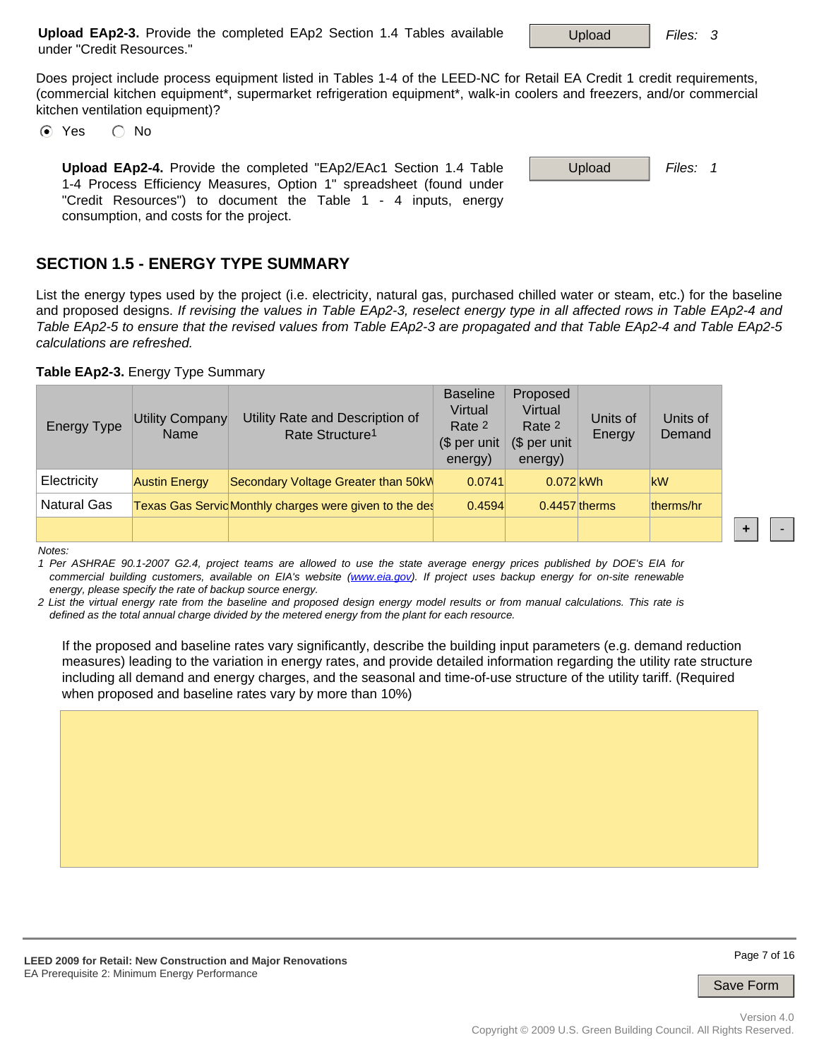**Upload EAp2-3.** Provide the completed EAp2 Section 1.4 Tables available under "Credit Resources."

Upload | *Files: 3*

Does project include process equipment listed in Tables 1-4 of the LEED-NC for Retail EA Credit 1 credit requirements, (commercial kitchen equipment*, supermarket refrigeration equipment*, walk-in coolers and freezers, and/or commercial kitchen ventilation equipment)?

(•) Yes ( ) No

**Upload EAp2-4.** Provide the completed "EAp2/EAc1 Section 1.4 Table 1-4 Process Efficiency Measures, Option 1" spreadsheet (found under "Credit Resources") to document the Table 1 - 4 inputs, energy consumption, and costs for the project.

Upload | *Files: 1*

## SECTION 1.5 - ENERGY TYPE SUMMARY

List the energy types used by the project (i.e. electricity, natural gas, purchased chilled water or steam, etc.) for the baseline and proposed designs. *If revising the values in Table EAp2-3, reselect energy type in all affected rows in Table EAp2-4 and Table EAp2-5 to ensure that the revised values from Table EAp2-3 are propagated and that Table EAp2-4 and Table EAp2-5 calculations are refreshed.*

**Table EAp2-3.** Energy Type Summary

| Energy Type | Utility Company Name | Utility Rate and Description of Rate Structure[1] | Baseline Virtual Rate [2] ($ per unit energy) | Proposed Virtual Rate [2] ($ per unit energy) | Units of Energy | Units of Demand |
|---|---|---|---|---|---|---|
| Electricity | Austin Energy | Secondary Voltage Greater than 50kW | 0.0741 | 0.072 | kWh | kW |
| Natural Gas | Texas Gas Servic | Monthly charges were given to the des | 0.4594 | 0.4457 | therms | therms/hr |
| | | | | | | |

*Notes:*

*1 Per ASHRAE 90.1-2007 G2.4, project teams are allowed to use the state average energy prices published by DOE's EIA for commercial building customers, available on EIA's website (www.eia.gov). If project uses backup energy for on-site renewable energy, please specify the rate of backup source energy.*

*2 List the virtual energy rate from the baseline and proposed design energy model results or from manual calculations. This rate is defined as the total annual charge divided by the metered energy from the plant for each resource.*

If the proposed and baseline rates vary significantly, describe the building input parameters (e.g. demand reduction measures) leading to the variation in energy rates, and provide detailed information regarding the utility rate structure including all demand and energy charges, and the seasonal and time-of-use structure of the utility tariff. (Required when proposed and baseline rates vary by more than 10%)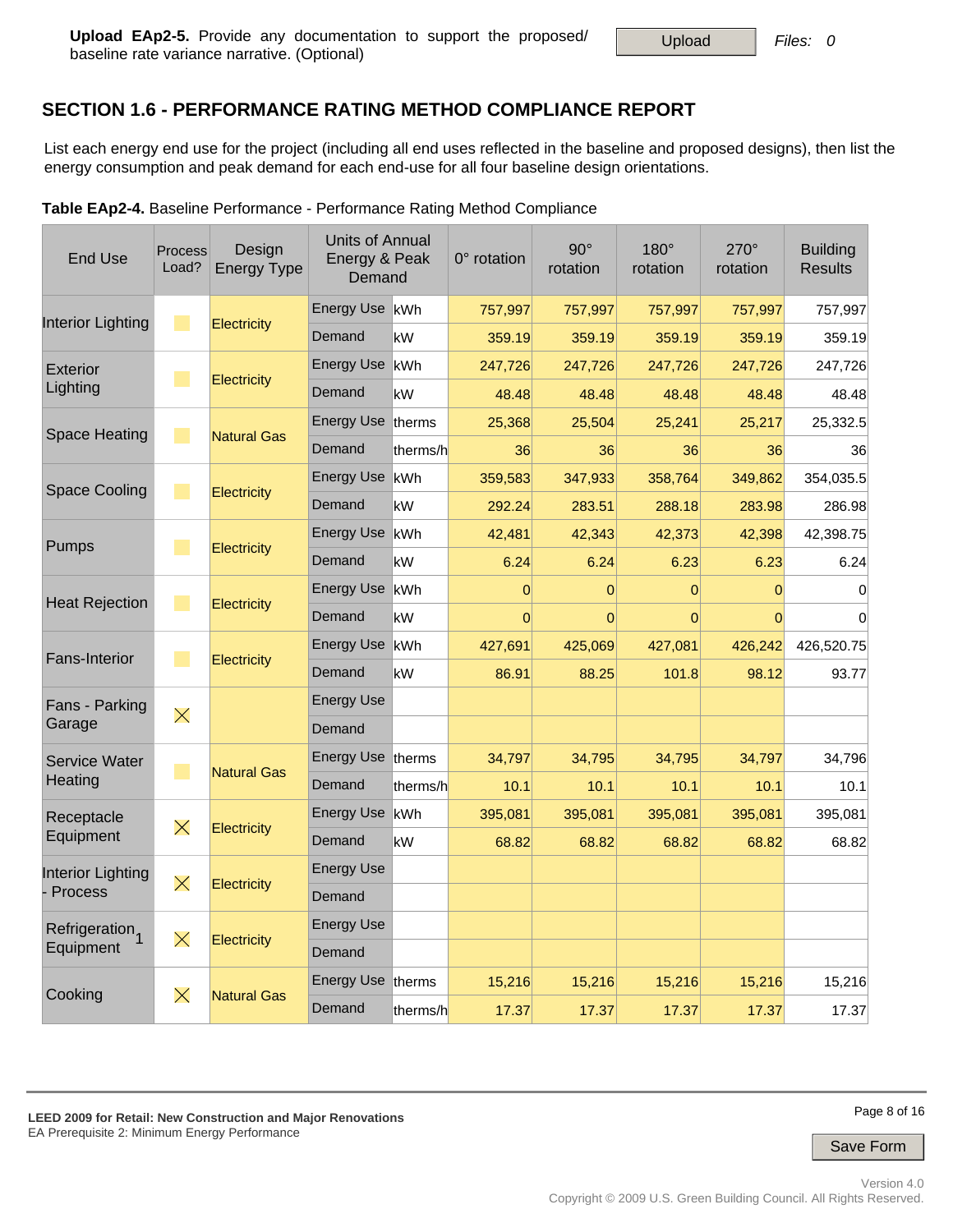**Upload EAp2-5.** Provide any documentation to support the proposed/ baseline rate variance narrative. (Optional)

Upload | Files: 0

## SECTION 1.6 - PERFORMANCE RATING METHOD COMPLIANCE REPORT

List each energy end use for the project (including all end uses reflected in the baseline and proposed designs), then list the energy consumption and peak demand for each end-use for all four baseline design orientations.

**Table EAp2-4.** Baseline Performance - Performance Rating Method Compliance

| End Use | Process Load? | Design Energy Type | Units of Annual Energy & Peak Demand | | 0° rotation | 90° rotation | 180° rotation | 270° rotation | Building Results |
|---|---|---|---|---|---|---|---|---|---|
| Interior Lighting | | Electricity | Energy Use | kWh | 757,997 | 757,997 | 757,997 | 757,997 | 757,997 |
| | | | Demand | kW | 359.19 | 359.19 | 359.19 | 359.19 | 359.19 |
| Exterior Lighting | | Electricity | Energy Use | kWh | 247,726 | 247,726 | 247,726 | 247,726 | 247,726 |
| | | | Demand | kW | 48.48 | 48.48 | 48.48 | 48.48 | 48.48 |
| Space Heating | | Natural Gas | Energy Use | therms | 25,368 | 25,504 | 25,241 | 25,217 | 25,332.5 |
| | | | Demand | therms/h | 36 | 36 | 36 | 36 | 36 |
| Space Cooling | | Electricity | Energy Use | kWh | 359,583 | 347,933 | 358,764 | 349,862 | 354,035.5 |
| | | | Demand | kW | 292.24 | 283.51 | 288.18 | 283.98 | 286.98 |
| Pumps | | Electricity | Energy Use | kWh | 42,481 | 42,343 | 42,373 | 42,398 | 42,398.75 |
| | | | Demand | kW | 6.24 | 6.24 | 6.23 | 6.23 | 6.24 |
| Heat Rejection | | Electricity | Energy Use | kWh | 0 | 0 | 0 | 0 | 0 |
| | | | Demand | kW | 0 | 0 | 0 | 0 | 0 |
| Fans-Interior | | Electricity | Energy Use | kWh | 427,691 | 425,069 | 427,081 | 426,242 | 426,520.75 |
| | | | Demand | kW | 86.91 | 88.25 | 101.8 | 98.12 | 93.77 |
| Fans - Parking Garage | X | | Energy Use | | | | | | |
| | | | Demand | | | | | | |
| Service Water Heating | | Natural Gas | Energy Use | therms | 34,797 | 34,795 | 34,795 | 34,797 | 34,796 |
| | | | Demand | therms/h | 10.1 | 10.1 | 10.1 | 10.1 | 10.1 |
| Receptacle Equipment | X | Electricity | Energy Use | kWh | 395,081 | 395,081 | 395,081 | 395,081 | 395,081 |
| | | | Demand | kW | 68.82 | 68.82 | 68.82 | 68.82 | 68.82 |
| Interior Lighting - Process | X | Electricity | Energy Use | | | | | | |
| | | | Demand | | | | | | |
| Refrigeration Equipment[1] | X | Electricity | Energy Use | | | | | | |
| | | | Demand | | | | | | |
| Cooking | X | Natural Gas | Energy Use | therms | 15,216 | 15,216 | 15,216 | 15,216 | 15,216 |
| | | | Demand | therms/h | 17.37 | 17.37 | 17.37 | 17.37 | 17.37 |

**LEED 2009 for Retail: New Construction and Major Renovations**
EA Prerequisite 2: Minimum Energy Performance

Save Form

Version 4.0
Copyright © 2009 U.S. Green Building Council. All Rights Reserved.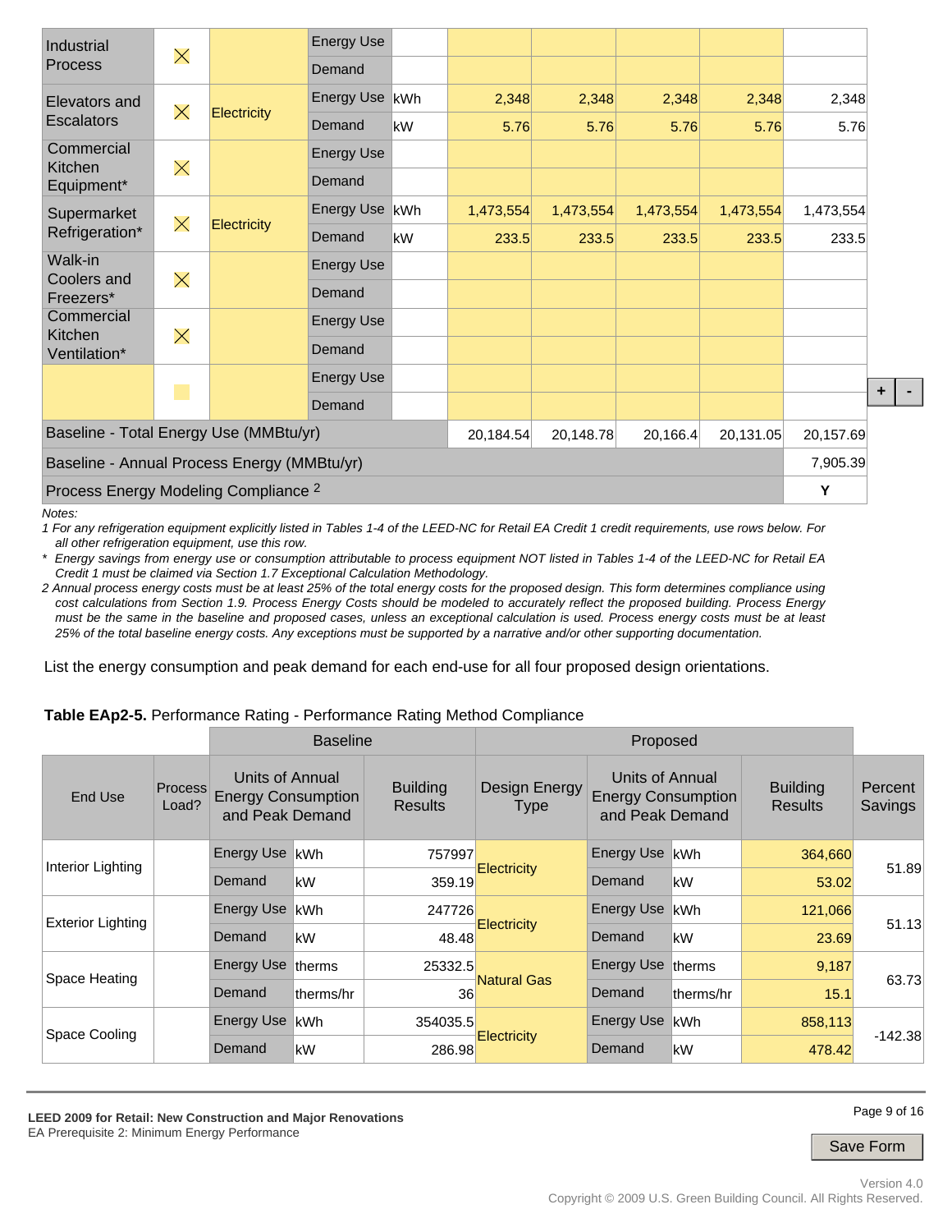| | | | | | | | | | |
|---|---|---|---|---|---|---|---|---|---|
| Industrial Process | X | | Energy Use | | | | | | |
| | | | Demand | | | | | | |
| Elevators and Escalators | X | Electricity | Energy Use | kWh | 2,348 | 2,348 | 2,348 | 2,348 | 2,348 |
| | | | Demand | kW | 5.76 | 5.76 | 5.76 | 5.76 | 5.76 |
| Commercial Kitchen Equipment* | X | | Energy Use | | | | | | |
| | | | Demand | | | | | | |
| Supermarket Refrigeration* | X | Electricity | Energy Use | kWh | 1,473,554 | 1,473,554 | 1,473,554 | 1,473,554 | 1,473,554 |
| | | | Demand | kW | 233.5 | 233.5 | 233.5 | 233.5 | 233.5 |
| Walk-in Coolers and Freezers* | X | | Energy Use | | | | | | |
| | | | Demand | | | | | | |
| Commercial Kitchen Ventilation* | X | | Energy Use | | | | | | |
| | | | Demand | | | | | | |
| | | | Energy Use | | | | | | |
| | | | Demand | | | | | | |
| Baseline - Total Energy Use (MMBtu/yr) | | | | | 20,184.54 | 20,148.78 | 20,166.4 | 20,131.05 | 20,157.69 |
| Baseline - Annual Process Energy (MMBtu/yr) | | | | | | | | | 7,905.39 |
| Process Energy Modeling Compliance [2] | | | | | | | | | Y |

*Notes:*

*1 For any refrigeration equipment explicitly listed in Tables 1-4 of the LEED-NC for Retail EA Credit 1 credit requirements, use rows below. For all other refrigeration equipment, use this row.*

*\* Energy savings from energy use or consumption attributable to process equipment NOT listed in Tables 1-4 of the LEED-NC for Retail EA Credit 1 must be claimed via Section 1.7 Exceptional Calculation Methodology.*

*2 Annual process energy costs must be at least 25% of the total energy costs for the proposed design. This form determines compliance using cost calculations from Section 1.9. Process Energy Costs should be modeled to accurately reflect the proposed building. Process Energy must be the same in the baseline and proposed cases, unless an exceptional calculation is used. Process energy costs must be at least 25% of the total baseline energy costs. Any exceptions must be supported by a narrative and/or other supporting documentation.*

List the energy consumption and peak demand for each end-use for all four proposed design orientations.

**Table EAp2-5.** Performance Rating - Performance Rating Method Compliance

| | | Baseline | | | Proposed | | | | |
|---|---|---|---|---|---|---|---|---|---|
| End Use | Process Load? | Units of Annual Energy Consumption and Peak Demand | | Building Results | Design Energy Type | Units of Annual Energy Consumption and Peak Demand | | Building Results | Percent Savings |
| Interior Lighting | | Energy Use | kWh | 757997 | Electricity | Energy Use | kWh | 364,660 | 51.89 |
| | | Demand | kW | 359.19 | | Demand | kW | 53.02 | |
| Exterior Lighting | | Energy Use | kWh | 247726 | Electricity | Energy Use | kWh | 121,066 | 51.13 |
| | | Demand | kW | 48.48 | | Demand | kW | 23.69 | |
| Space Heating | | Energy Use | therms | 25332.5 | Natural Gas | Energy Use | therms | 9,187 | 63.73 |
| | | Demand | therms/hr | 36 | | Demand | therms/hr | 15.1 | |
| Space Cooling | | Energy Use | kWh | 354035.5 | Electricity | Energy Use | kWh | 858,113 | -142.38 |
| | | Demand | kW | 286.98 | | Demand | kW | 478.42 | |

**LEED 2009 for Retail: New Construction and Major Renovations**
EA Prerequisite 2: Minimum Energy Performance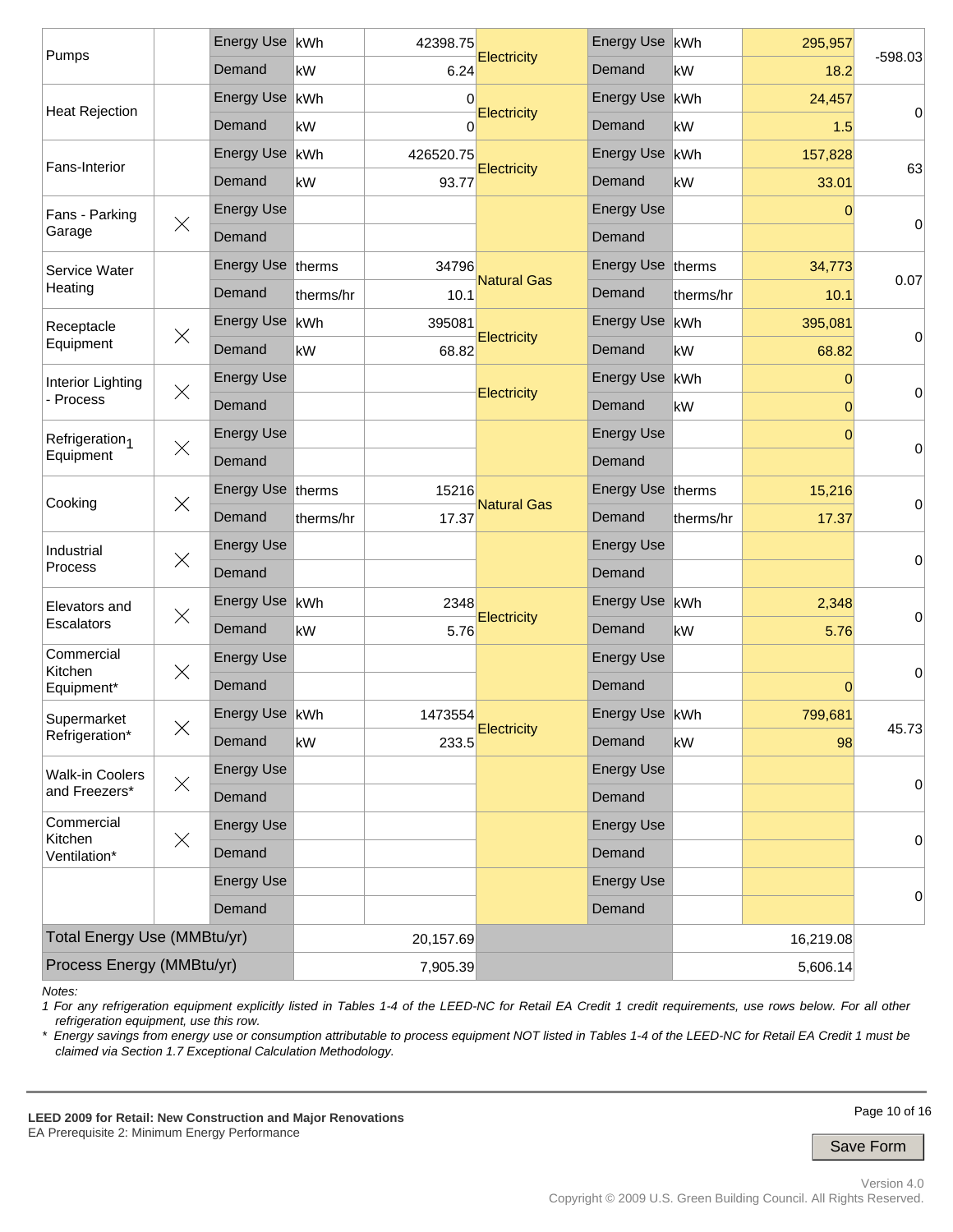| | | | | | | | | | |
|---|---|---|---|---|---|---|---|---|---|
| Pumps | | Energy Use | kWh | 42398.75 | Electricity | Energy Use | kWh | 295,957 | -598.03 |
| | | Demand | kW | 6.24 | | Demand | kW | 18.2 | |
| Heat Rejection | | Energy Use | kWh | 0 | Electricity | Energy Use | kWh | 24,457 | 0 |
| | | Demand | kW | 0 | | Demand | kW | 1.5 | |
| Fans-Interior | | Energy Use | kWh | 426520.75 | Electricity | Energy Use | kWh | 157,828 | 63 |
| | | Demand | kW | 93.77 | | Demand | kW | 33.01 | |
| Fans - Parking Garage | X | Energy Use | | | | Energy Use | | 0 | 0 |
| | | Demand | | | | Demand | | | |
| Service Water Heating | | Energy Use | therms | 34796 | Natural Gas | Energy Use | therms | 34,773 | 0.07 |
| | | Demand | therms/hr | 10.1 | | Demand | therms/hr | 10.1 | |
| Receptacle Equipment | X | Energy Use | kWh | 395081 | Electricity | Energy Use | kWh | 395,081 | 0 |
| | | Demand | kW | 68.82 | | Demand | kW | 68.82 | |
| Interior Lighting - Process | X | Energy Use | | | Electricity | Energy Use | kWh | 0 | 0 |
| | | Demand | | | | Demand | kW | 0 | |
| Refrigeration[1] Equipment | X | Energy Use | | | | Energy Use | | 0 | 0 |
| | | Demand | | | | Demand | | | |
| Cooking | X | Energy Use | therms | 15216 | Natural Gas | Energy Use | therms | 15,216 | 0 |
| | | Demand | therms/hr | 17.37 | | Demand | therms/hr | 17.37 | |
| Industrial Process | X | Energy Use | | | | Energy Use | | | 0 |
| | | Demand | | | | Demand | | | |
| Elevators and Escalators | X | Energy Use | kWh | 2348 | Electricity | Energy Use | kWh | 2,348 | 0 |
| | | Demand | kW | 5.76 | | Demand | kW | 5.76 | |
| Commercial Kitchen Equipment* | X | Energy Use | | | | Energy Use | | | 0 |
| | | Demand | | | | Demand | | 0 | |
| Supermarket Refrigeration* | X | Energy Use | kWh | 1473554 | Electricity | Energy Use | kWh | 799,681 | 45.73 |
| | | Demand | kW | 233.5 | | Demand | kW | 98 | |
| Walk-in Coolers and Freezers* | X | Energy Use | | | | Energy Use | | | 0 |
| | | Demand | | | | Demand | | | |
| Commercial Kitchen Ventilation* | X | Energy Use | | | | Energy Use | | | 0 |
| | | Demand | | | | Demand | | | |
| | | Energy Use | | | | Energy Use | | | 0 |
| | | Demand | | | | Demand | | | |
| Total Energy Use (MMBtu/yr) | | | | 20,157.69 | | | | 16,219.08 | |
| Process Energy (MMBtu/yr) | | | | 7,905.39 | | | | 5,606.14 | |

*Notes:*

*1 For any refrigeration equipment explicitly listed in Tables 1-4 of the LEED-NC for Retail EA Credit 1 credit requirements, use rows below. For all other refrigeration equipment, use this row.*

*\* Energy savings from energy use or consumption attributable to process equipment NOT listed in Tables 1-4 of the LEED-NC for Retail EA Credit 1 must be claimed via Section 1.7 Exceptional Calculation Methodology.*

**LEED 2009 for Retail: New Construction and Major Renovations**
EA Prerequisite 2: Minimum Energy Performance

Save Form

Version 4.0
Copyright © 2009 U.S. Green Building Council. All Rights Reserved.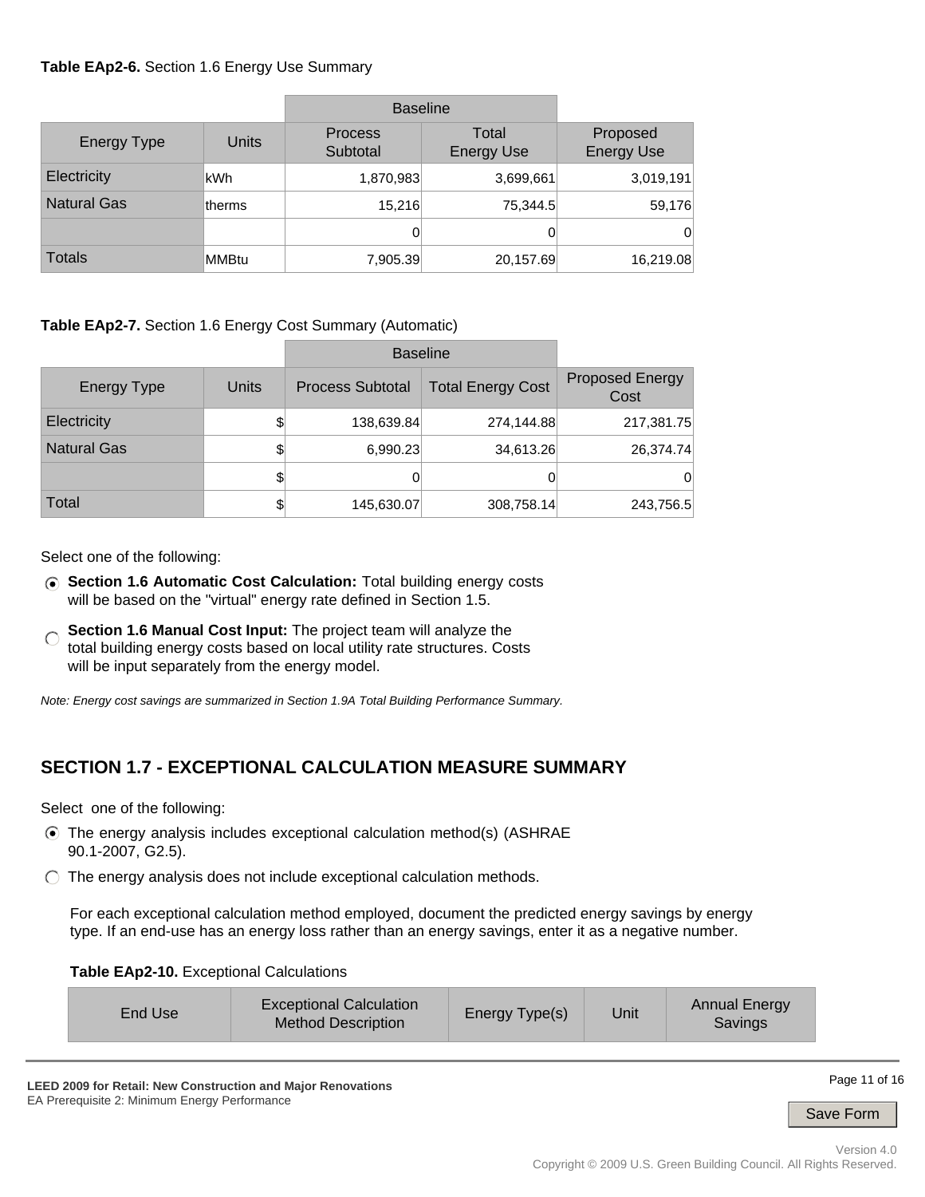**Table EAp2-6.** Section 1.6 Energy Use Summary

| Energy Type | Units | Baseline | | Proposed Energy Use |
|---|---|---|---|---|
| | | Process Subtotal | Total Energy Use | |
| Electricity | kWh | 1,870,983 | 3,699,661 | 3,019,191 |
| Natural Gas | therms | 15,216 | 75,344.5 | 59,176 |
| | | 0 | 0 | 0 |
| Totals | MMBtu | 7,905.39 | 20,157.69 | 16,219.08 |

**Table EAp2-7.** Section 1.6 Energy Cost Summary (Automatic)

| Energy Type | Units | Baseline | | Proposed Energy Cost |
|---|---|---|---|---|
| | | Process Subtotal | Total Energy Cost | |
| Electricity | $ | 138,639.84 | 274,144.88 | 217,381.75 |
| Natural Gas | $ | 6,990.23 | 34,613.26 | 26,374.74 |
| | $ | 0 | 0 | 0 |
| Total | $ | 145,630.07 | 308,758.14 | 243,756.5 |

Select one of the following:

- (●) **Section 1.6 Automatic Cost Calculation:** Total building energy costs will be based on the "virtual" energy rate defined in Section 1.5.
- ( ) **Section 1.6 Manual Cost Input:** The project team will analyze the total building energy costs based on local utility rate structures. Costs will be input separately from the energy model.

*Note: Energy cost savings are summarized in Section 1.9A Total Building Performance Summary.*

## SECTION 1.7 - EXCEPTIONAL CALCULATION MEASURE SUMMARY

Select one of the following:

- (●) The energy analysis includes exceptional calculation method(s) (ASHRAE 90.1-2007, G2.5).
- ( ) The energy analysis does not include exceptional calculation methods.

For each exceptional calculation method employed, document the predicted energy savings by energy type. If an end-use has an energy loss rather than an energy savings, enter it as a negative number.

**Table EAp2-10.** Exceptional Calculations

| End Use | Exceptional Calculation Method Description | Energy Type(s) | Unit | Annual Energy Savings |
|---|---|---|---|---|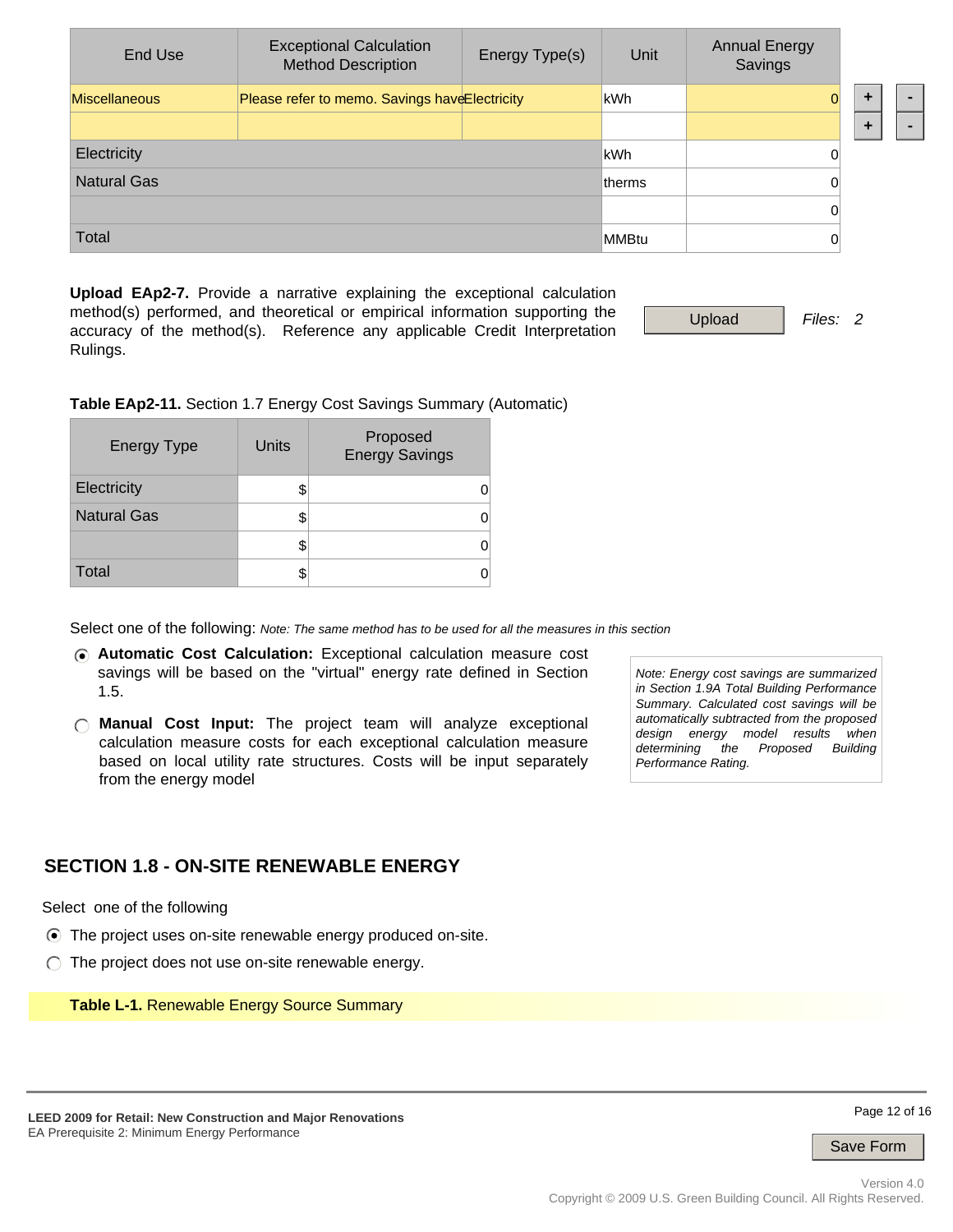| End Use | Exceptional Calculation Method Description | Energy Type(s) | Unit | Annual Energy Savings |
|---|---|---|---|---|
| Miscellaneous | Please refer to memo. Savings have | Electricity | kWh | 0 |
| | | | | |
| Electricity | | | kWh | 0 |
| Natural Gas | | | therms | 0 |
| | | | | 0 |
| Total | | | MMBtu | 0 |

**Upload EAp2-7.** Provide a narrative explaining the exceptional calculation method(s) performed, and theoretical or empirical information supporting the accuracy of the method(s). Reference any applicable Credit Interpretation Rulings.

Upload    *Files: 2*

**Table EAp2-11.** Section 1.7 Energy Cost Savings Summary (Automatic)

| Energy Type | Units | Proposed Energy Savings |
|---|---|---|
| Electricity | $ | 0 |
| Natural Gas | $ | 0 |
| | $ | 0 |
| Total | $ | 0 |

Select one of the following: *Note: The same method has to be used for all the measures in this section*

- (●) **Automatic Cost Calculation:** Exceptional calculation measure cost savings will be based on the "virtual" energy rate defined in Section 1.5.
- ( ) **Manual Cost Input:** The project team will analyze exceptional calculation measure costs for each exceptional calculation measure based on local utility rate structures. Costs will be input separately from the energy model

*Note: Energy cost savings are summarized in Section 1.9A Total Building Performance Summary. Calculated cost savings will be automatically subtracted from the proposed design energy model results when determining the Proposed Building Performance Rating.*

## SECTION 1.8 - ON-SITE RENEWABLE ENERGY

Select one of the following

- (●) The project uses on-site renewable energy produced on-site.
- ( ) The project does not use on-site renewable energy.

**Table L-1.** Renewable Energy Source Summary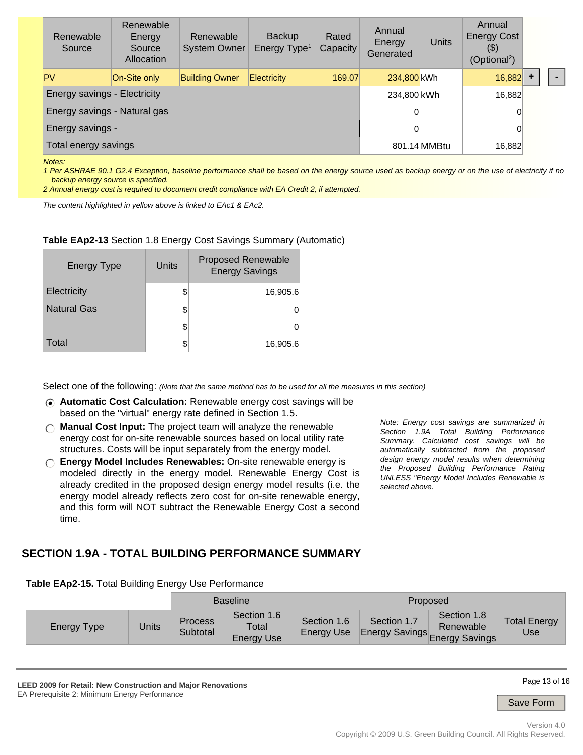| Renewable Source | Renewable Energy Source Allocation | Renewable System Owner | Backup Energy Type[1] | Rated Capacity | Annual Energy Generated | Units | Annual Energy Cost ($) (Optional[2]) |
|---|---|---|---|---|---|---|---|
| PV | On-Site only | Building Owner | Electricity | 169.07 | 234,800 | kWh | 16,882 |
| Energy savings - Electricity | | | | | 234,800 | kWh | 16,882 |
| Energy savings - Natural gas | | | | | 0 | | 0 |
| Energy savings - | | | | | 0 | | 0 |
| Total energy savings | | | | | 801.14 | MMBtu | 16,882 |

*Notes:*

*1 Per ASHRAE 90.1 G2.4 Exception, baseline performance shall be based on the energy source used as backup energy or on the use of electricity if no backup energy source is specified.*

*2 Annual energy cost is required to document credit compliance with EA Credit 2, if attempted.*

*The content highlighted in yellow above is linked to EAc1 & EAc2.*

**Table EAp2-13** Section 1.8 Energy Cost Savings Summary (Automatic)

| Energy Type | Units | Proposed Renewable Energy Savings |
|---|---|---|
| Electricity | $ | 16,905.6 |
| Natural Gas | $ | 0 |
| | $ | 0 |
| Total | $ | 16,905.6 |

Select one of the following: *(Note that the same method has to be used for all the measures in this section)*

- (●) **Automatic Cost Calculation:** Renewable energy cost savings will be based on the "virtual" energy rate defined in Section 1.5.
- ( ) **Manual Cost Input:** The project team will analyze the renewable energy cost for on-site renewable sources based on local utility rate structures. Costs will be input separately from the energy model.
- ( ) **Energy Model Includes Renewables:** On-site renewable energy is modeled directly in the energy model. Renewable Energy Cost is already credited in the proposed design energy model results (i.e. the energy model already reflects zero cost for on-site renewable energy, and this form will NOT subtract the Renewable Energy Cost a second time.

*Note: Energy cost savings are summarized in Section 1.9A Total Building Performance Summary. Calculated cost savings will be automatically subtracted from the proposed design energy model results when determining the Proposed Building Performance Rating UNLESS "Energy Model Includes Renewable is selected above.*

## SECTION 1.9A - TOTAL BUILDING PERFORMANCE SUMMARY

**Table EAp2-15.** Total Building Energy Use Performance

| | | Baseline | | Proposed | | | |
|---|---|---|---|---|---|---|---|
| Energy Type | Units | Process Subtotal | Section 1.6 Total Energy Use | Section 1.6 Energy Use | Section 1.7 Energy Savings | Section 1.8 Renewable Energy Savings | Total Energy Use |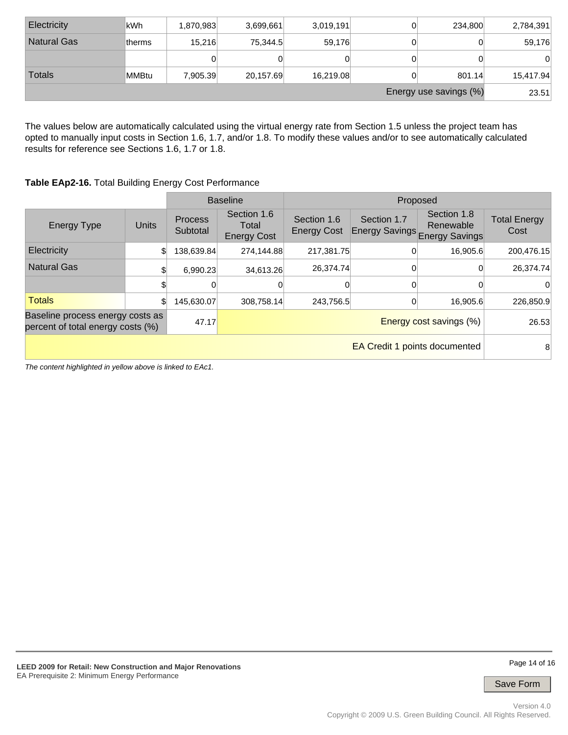| | | | | | | | |
|---|---|---|---|---|---|---|---|
| Electricity | kWh | 1,870,983 | 3,699,661 | 3,019,191 | 0 | 234,800 | 2,784,391 |
| Natural Gas | therms | 15,216 | 75,344.5 | 59,176 | 0 | 0 | 59,176 |
| | | 0 | 0 | 0 | 0 | 0 | 0 |
| Totals | MMBtu | 7,905.39 | 20,157.69 | 16,219.08 | 0 | 801.14 | 15,417.94 |
| | | | | | | Energy use savings (%) | 23.51 |

The values below are automatically calculated using the virtual energy rate from Section 1.5 unless the project team has opted to manually input costs in Section 1.6, 1.7, and/or 1.8. To modify these values and/or to see automatically calculated results for reference see Sections 1.6, 1.7 or 1.8.

**Table EAp2-16.** Total Building Energy Cost Performance

| | | Baseline | | Proposed | | | |
|---|---|---|---|---|---|---|---|
| Energy Type | Units | Process Subtotal | Section 1.6 Total Energy Cost | Section 1.6 Energy Cost | Section 1.7 Energy Savings | Section 1.8 Renewable Energy Savings | Total Energy Cost |
| Electricity | $ | 138,639.84 | 274,144.88 | 217,381.75 | 0 | 16,905.6 | 200,476.15 |
| Natural Gas | $ | 6,990.23 | 34,613.26 | 26,374.74 | 0 | 0 | 26,374.74 |
| | $ | 0 | 0 | 0 | 0 | 0 | 0 |
| Totals | $ | 145,630.07 | 308,758.14 | 243,756.5 | 0 | 16,905.6 | 226,850.9 |
| Baseline process energy costs as percent of total energy costs (%) | | 47.17 | | | | Energy cost savings (%) | 26.53 |
| | | | | | | EA Credit 1 points documented | 8 |

*The content highlighted in yellow above is linked to EAc1.*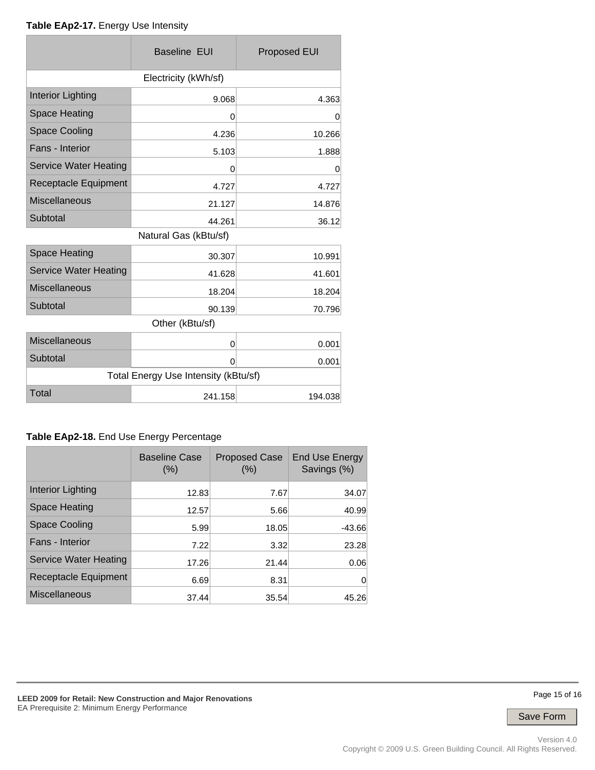**Table EAp2-17.** Energy Use Intensity

| | Baseline EUI | Proposed EUI |
|---|---|---|
| Electricity (kWh/sf) | | |
| Interior Lighting | 9.068 | 4.363 |
| Space Heating | 0 | 0 |
| Space Cooling | 4.236 | 10.266 |
| Fans - Interior | 5.103 | 1.888 |
| Service Water Heating | 0 | 0 |
| Receptacle Equipment | 4.727 | 4.727 |
| Miscellaneous | 21.127 | 14.876 |
| Subtotal | 44.261 | 36.12 |
| Natural Gas (kBtu/sf) | | |
| Space Heating | 30.307 | 10.991 |
| Service Water Heating | 41.628 | 41.601 |
| Miscellaneous | 18.204 | 18.204 |
| Subtotal | 90.139 | 70.796 |
| Other (kBtu/sf) | | |
| Miscellaneous | 0 | 0.001 |
| Subtotal | 0 | 0.001 |
| Total Energy Use Intensity (kBtu/sf) | | |
| Total | 241.158 | 194.038 |

**Table EAp2-18.** End Use Energy Percentage

| | Baseline Case (%) | Proposed Case (%) | End Use Energy Savings (%) |
|---|---|---|---|
| Interior Lighting | 12.83 | 7.67 | 34.07 |
| Space Heating | 12.57 | 5.66 | 40.99 |
| Space Cooling | 5.99 | 18.05 | -43.66 |
| Fans - Interior | 7.22 | 3.32 | 23.28 |
| Service Water Heating | 17.26 | 21.44 | 0.06 |
| Receptacle Equipment | 6.69 | 8.31 | 0 |
| Miscellaneous | 37.44 | 35.54 | 45.26 |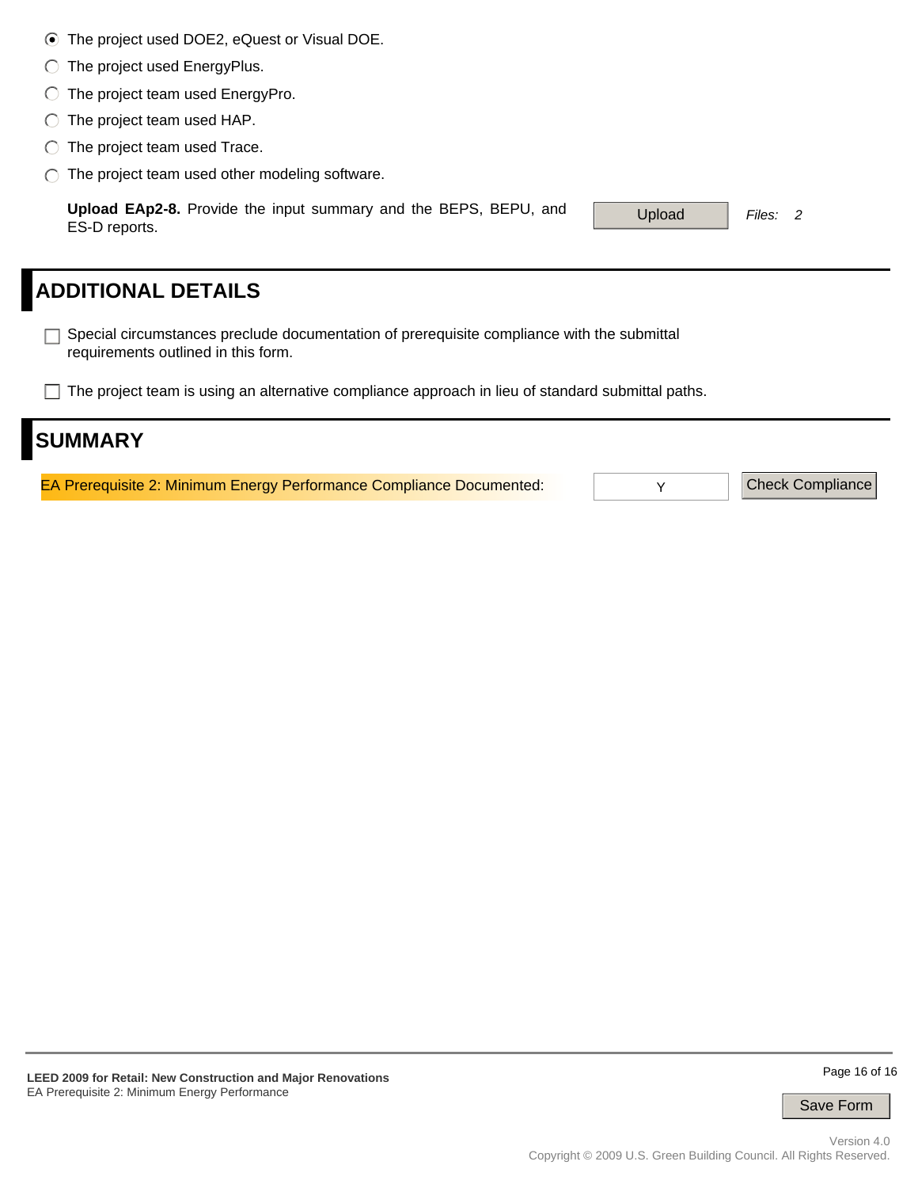- (●) The project used DOE2, eQuest or Visual DOE.
- ( ) The project used EnergyPlus.
- ( ) The project team used EnergyPro.
- ( ) The project team used HAP.
- ( ) The project team used Trace.
- ( ) The project team used other modeling software.

**Upload EAp2-8.** Provide the input summary and the BEPS, BEPU, and ES-D reports. Upload *Files: 2*

## ADDITIONAL DETAILS

- [ ] Special circumstances preclude documentation of prerequisite compliance with the submittal requirements outlined in this form.
- [ ] The project team is using an alternative compliance approach in lieu of standard submittal paths.

## SUMMARY

EA Prerequisite 2: Minimum Energy Performance Compliance Documented: Y

Check Compliance

Save Form

Version 4.0